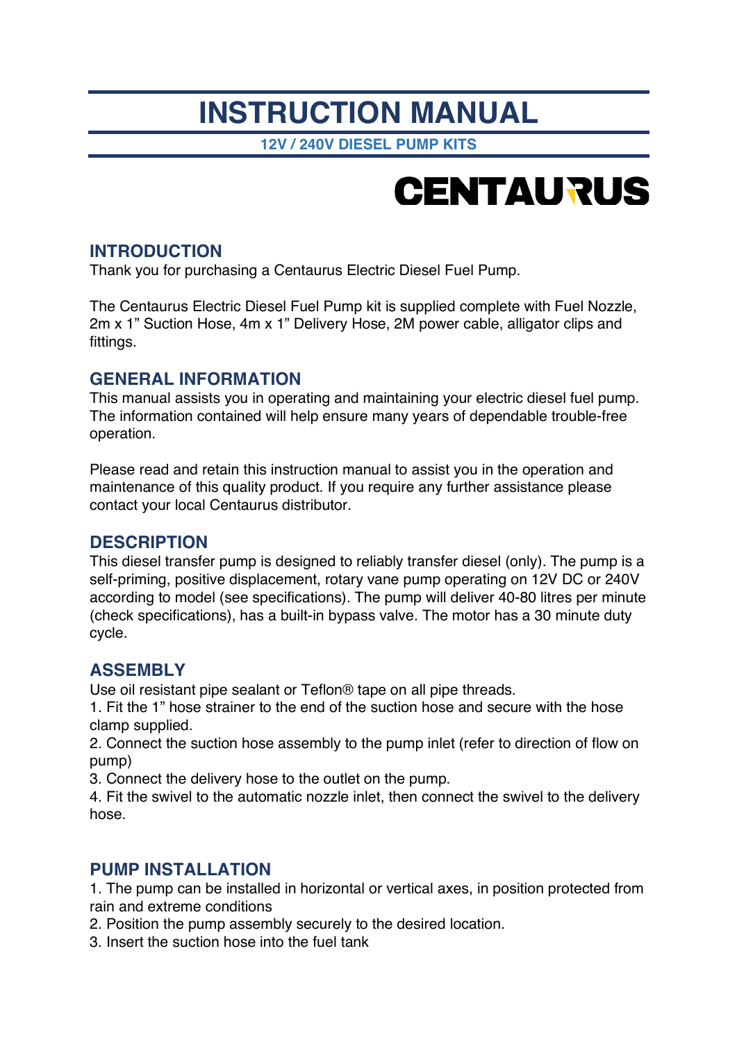# INSTRUCTION MANUAL

**12V / 240V DIESEL PUMP KITS**

CENTAURUS

## INTRODUCTION

Thank you for purchasing a Centaurus Electric Diesel Fuel Pump.

The Centaurus Electric Diesel Fuel Pump kit is supplied complete with Fuel Nozzle, 2m x 1" Suction Hose, 4m x 1" Delivery Hose, 2M power cable, alligator clips and fittings.

## GENERAL INFORMATION

This manual assists you in operating and maintaining your electric diesel fuel pump. The information contained will help ensure many years of dependable trouble-free operation.

Please read and retain this instruction manual to assist you in the operation and maintenance of this quality product. If you require any further assistance please contact your local Centaurus distributor.

## DESCRIPTION

This diesel transfer pump is designed to reliably transfer diesel (only). The pump is a self-priming, positive displacement, rotary vane pump operating on 12V DC or 240V according to model (see specifications). The pump will deliver 40-80 litres per minute (check specifications), has a built-in bypass valve. The motor has a 30 minute duty cycle.

## ASSEMBLY

Use oil resistant pipe sealant or Teflon® tape on all pipe threads.

1. Fit the 1" hose strainer to the end of the suction hose and secure with the hose clamp supplied.
2. Connect the suction hose assembly to the pump inlet (refer to direction of flow on pump)
3. Connect the delivery hose to the outlet on the pump.
4. Fit the swivel to the automatic nozzle inlet, then connect the swivel to the delivery hose.

## PUMP INSTALLATION

1. The pump can be installed in horizontal or vertical axes, in position protected from rain and extreme conditions
2. Position the pump assembly securely to the desired location.
3. Insert the suction hose into the fuel tank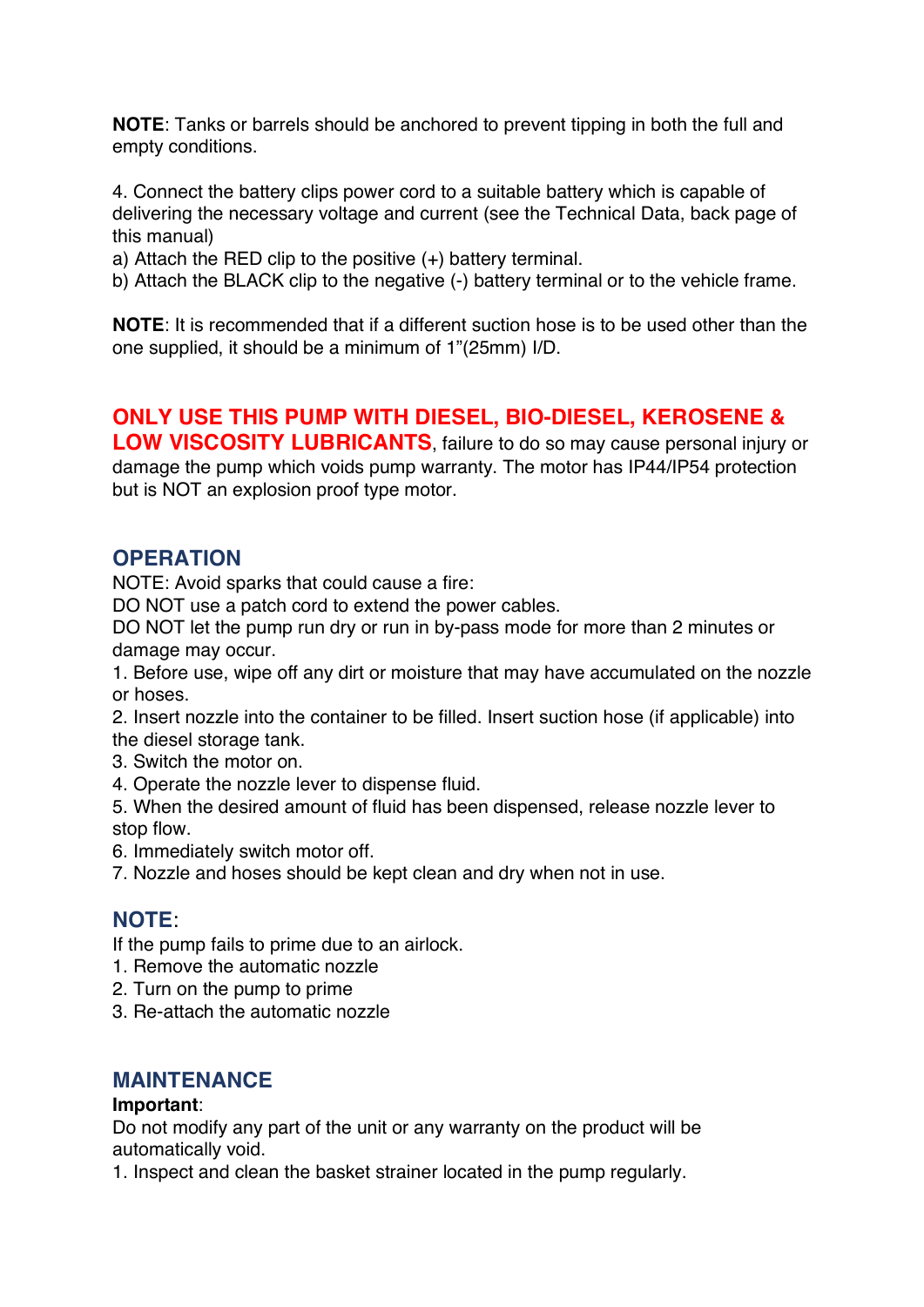**NOTE**: Tanks or barrels should be anchored to prevent tipping in both the full and empty conditions.

4. Connect the battery clips power cord to a suitable battery which is capable of delivering the necessary voltage and current (see the Technical Data, back page of this manual)

a) Attach the RED clip to the positive (+) battery terminal.

b) Attach the BLACK clip to the negative (-) battery terminal or to the vehicle frame.

**NOTE**: It is recommended that if a different suction hose is to be used other than the one supplied, it should be a minimum of 1"(25mm) I/D.

**ONLY USE THIS PUMP WITH DIESEL, BIO-DIESEL, KEROSENE & LOW VISCOSITY LUBRICANTS**, failure to do so may cause personal injury or damage the pump which voids pump warranty. The motor has IP44/IP54 protection but is NOT an explosion proof type motor.

## OPERATION

NOTE: Avoid sparks that could cause a fire:

DO NOT use a patch cord to extend the power cables.

DO NOT let the pump run dry or run in by-pass mode for more than 2 minutes or damage may occur.

1. Before use, wipe off any dirt or moisture that may have accumulated on the nozzle or hoses.
2. Insert nozzle into the container to be filled. Insert suction hose (if applicable) into the diesel storage tank.
3. Switch the motor on.
4. Operate the nozzle lever to dispense fluid.
5. When the desired amount of fluid has been dispensed, release nozzle lever to stop flow.
6. Immediately switch motor off.
7. Nozzle and hoses should be kept clean and dry when not in use.

## NOTE:

If the pump fails to prime due to an airlock.

1. Remove the automatic nozzle
2. Turn on the pump to prime
3. Re-attach the automatic nozzle

## MAINTENANCE

**Important**:

Do not modify any part of the unit or any warranty on the product will be automatically void.

1. Inspect and clean the basket strainer located in the pump regularly.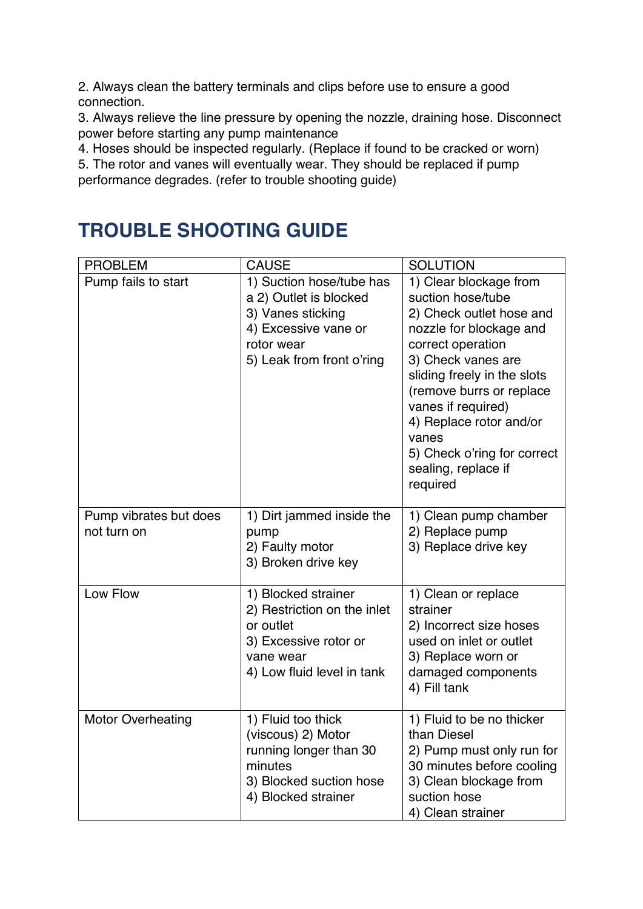2. Always clean the battery terminals and clips before use to ensure a good connection.
3. Always relieve the line pressure by opening the nozzle, draining hose. Disconnect power before starting any pump maintenance
4. Hoses should be inspected regularly. (Replace if found to be cracked or worn)
5. The rotor and vanes will eventually wear. They should be replaced if pump performance degrades. (refer to trouble shooting guide)

## TROUBLE SHOOTING GUIDE

| PROBLEM | CAUSE | SOLUTION |
|---|---|---|
| Pump fails to start | 1) Suction hose/tube has a 2) Outlet is blocked<br>3) Vanes sticking<br>4) Excessive vane or rotor wear<br>5) Leak from front o'ring | 1) Clear blockage from suction hose/tube<br>2) Check outlet hose and nozzle for blockage and correct operation<br>3) Check vanes are sliding freely in the slots (remove burrs or replace vanes if required)<br>4) Replace rotor and/or vanes<br>5) Check o'ring for correct sealing, replace if required |
| Pump vibrates but does not turn on | 1) Dirt jammed inside the pump<br>2) Faulty motor<br>3) Broken drive key | 1) Clean pump chamber<br>2) Replace pump<br>3) Replace drive key |
| Low Flow | 1) Blocked strainer<br>2) Restriction on the inlet or outlet<br>3) Excessive rotor or vane wear<br>4) Low fluid level in tank | 1) Clean or replace strainer<br>2) Incorrect size hoses used on inlet or outlet<br>3) Replace worn or damaged components<br>4) Fill tank |
| Motor Overheating | 1) Fluid too thick (viscous) 2) Motor running longer than 30 minutes<br>3) Blocked suction hose<br>4) Blocked strainer | 1) Fluid to be no thicker than Diesel<br>2) Pump must only run for 30 minutes before cooling<br>3) Clean blockage from suction hose<br>4) Clean strainer |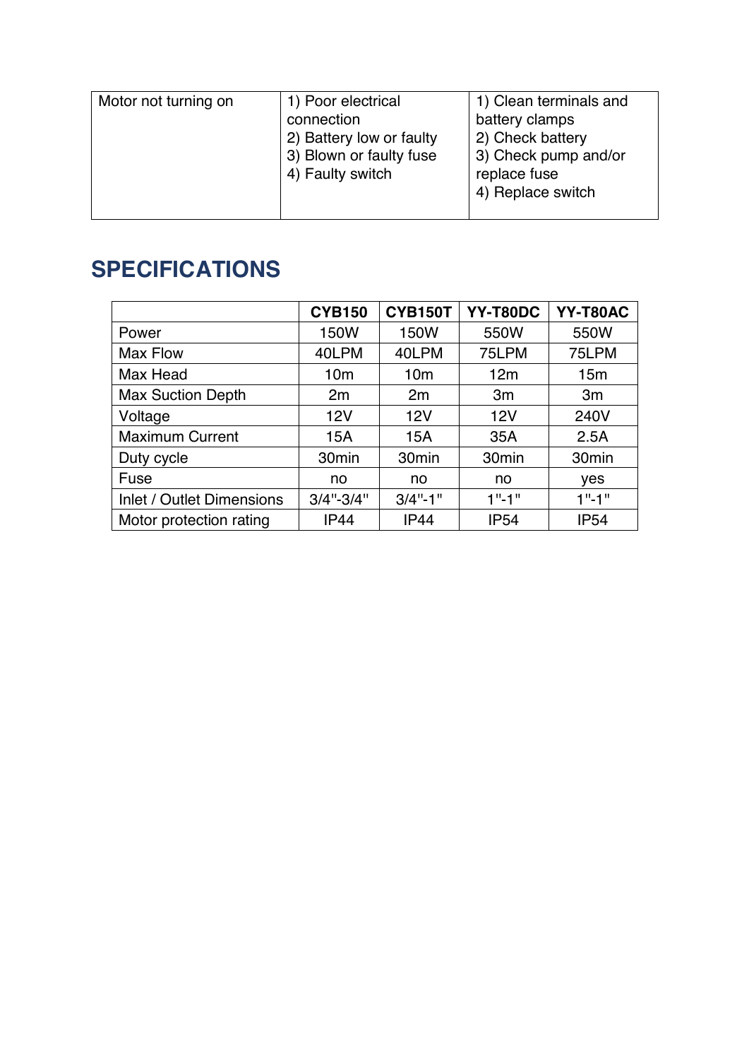| Motor not turning on | 1) Poor electrical connection<br>2) Battery low or faulty<br>3) Blown or faulty fuse<br>4) Faulty switch | 1) Clean terminals and battery clamps<br>2) Check battery<br>3) Check pump and/or replace fuse<br>4) Replace switch |
|---|---|---|

## SPECIFICATIONS

| | **CYB150** | **CYB150T** | **YY-T80DC** | **YY-T80AC** |
|---|---|---|---|---|
| Power | 150W | 150W | 550W | 550W |
| Max Flow | 40LPM | 40LPM | 75LPM | 75LPM |
| Max Head | 10m | 10m | 12m | 15m |
| Max Suction Depth | 2m | 2m | 3m | 3m |
| Voltage | 12V | 12V | 12V | 240V |
| Maximum Current | 15A | 15A | 35A | 2.5A |
| Duty cycle | 30min | 30min | 30min | 30min |
| Fuse | no | no | no | yes |
| Inlet / Outlet Dimensions | 3/4"-3/4" | 3/4"-1" | 1"-1" | 1"-1" |
| Motor protection rating | IP44 | IP44 | IP54 | IP54 |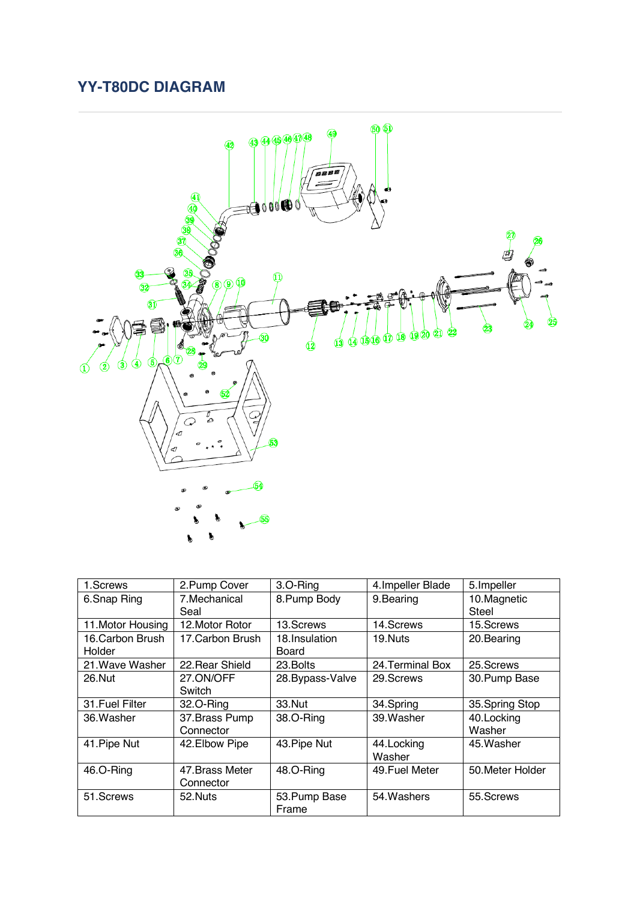## YY-T80DC DIAGRAM

| 1.Screws | 2.Pump Cover | 3.O-Ring | 4.Impeller Blade | 5.Impeller |
|---|---|---|---|---|
| 6.Snap Ring | 7.Mechanical Seal | 8.Pump Body | 9.Bearing | 10.Magnetic Steel |
| 11.Motor Housing | 12.Motor Rotor | 13.Screws | 14.Screws | 15.Screws |
| 16.Carbon Brush Holder | 17.Carbon Brush | 18.Insulation Board | 19.Nuts | 20.Bearing |
| 21.Wave Washer | 22.Rear Shield | 23.Bolts | 24.Terminal Box | 25.Screws |
| 26.Nut | 27.ON/OFF Switch | 28.Bypass-Valve | 29.Screws | 30.Pump Base |
| 31.Fuel Filter | 32.O-Ring | 33.Nut | 34.Spring | 35.Spring Stop |
| 36.Washer | 37.Brass Pump Connector | 38.O-Ring | 39.Washer | 40.Locking Washer |
| 41.Pipe Nut | 42.Elbow Pipe | 43.Pipe Nut | 44.Locking Washer | 45.Washer |
| 46.O-Ring | 47.Brass Meter Connector | 48.O-Ring | 49.Fuel Meter | 50.Meter Holder |
| 51.Screws | 52.Nuts | 53.Pump Base Frame | 54.Washers | 55.Screws |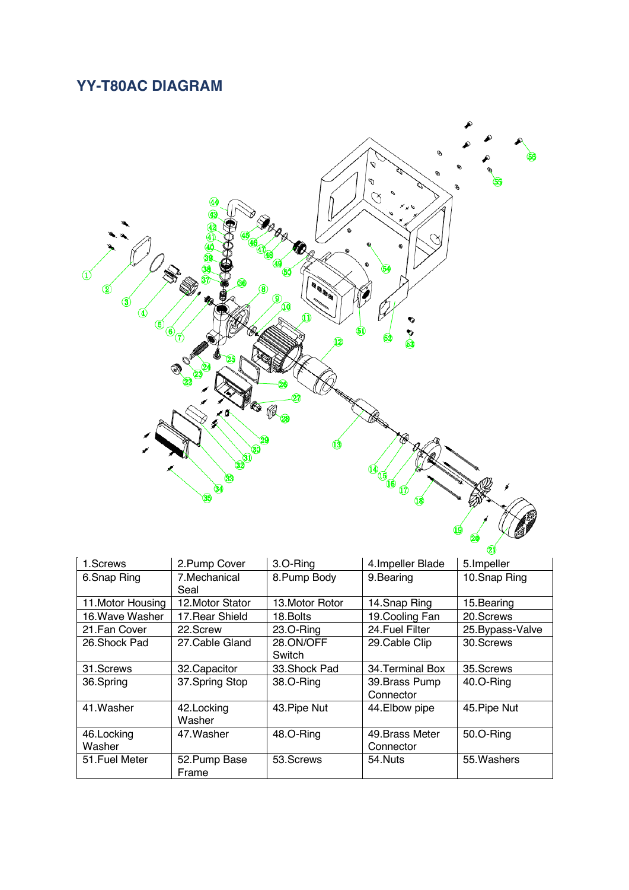## YY-T80AC DIAGRAM

| | | | | |
|---|---|---|---|---|
| 1.Screws | 2.Pump Cover | 3.O-Ring | 4.Impeller Blade | 5.Impeller |
| 6.Snap Ring | 7.Mechanical Seal | 8.Pump Body | 9.Bearing | 10.Snap Ring |
| 11.Motor Housing | 12.Motor Stator | 13.Motor Rotor | 14.Snap Ring | 15.Bearing |
| 16.Wave Washer | 17.Rear Shield | 18.Bolts | 19.Cooling Fan | 20.Screws |
| 21.Fan Cover | 22.Screw | 23.O-Ring | 24.Fuel Filter | 25.Bypass-Valve |
| 26.Shock Pad | 27.Cable Gland | 28.ON/OFF Switch | 29.Cable Clip | 30.Screws |
| 31.Screws | 32.Capacitor | 33.Shock Pad | 34.Terminal Box | 35.Screws |
| 36.Spring | 37.Spring Stop | 38.O-Ring | 39.Brass Pump Connector | 40.O-Ring |
| 41.Washer | 42.Locking Washer | 43.Pipe Nut | 44.Elbow pipe | 45.Pipe Nut |
| 46.Locking Washer | 47.Washer | 48.O-Ring | 49.Brass Meter Connector | 50.O-Ring |
| 51.Fuel Meter | 52.Pump Base Frame | 53.Screws | 54.Nuts | 55.Washers |